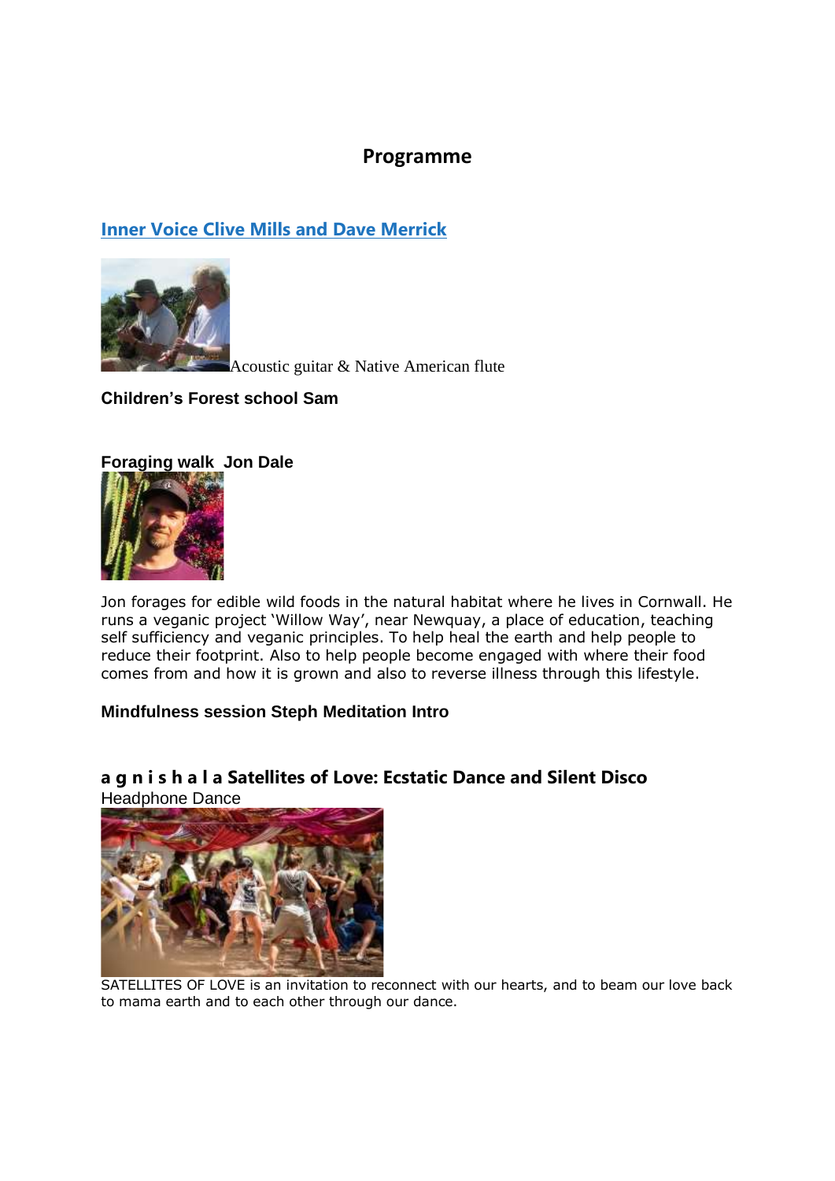# Programme

## Inner Voice Clive Mills and Dave Merrick

Acoustic guitar & Native American flute

**Children's Forest school Sam**

**Foraging walk Jon Dale**

Jon forages for edible wild foods in the natural habitat where he lives in Cornwall. He runs a veganic project 'Willow Way', near Newquay, a place of education, teaching self sufficiency and veganic principles. To help heal the earth and help people to reduce their footprint. Also to help people become engaged with where their food comes from and how it is grown and also to reverse illness through this lifestyle.

**Mindfulness session Steph Meditation Intro**

## a g n i s h a l a Satellites of Love: Ecstatic Dance and Silent Disco

Headphone Dance

SATELLITES OF LOVE is an invitation to reconnect with our hearts, and to beam our love back to mama earth and to each other through our dance.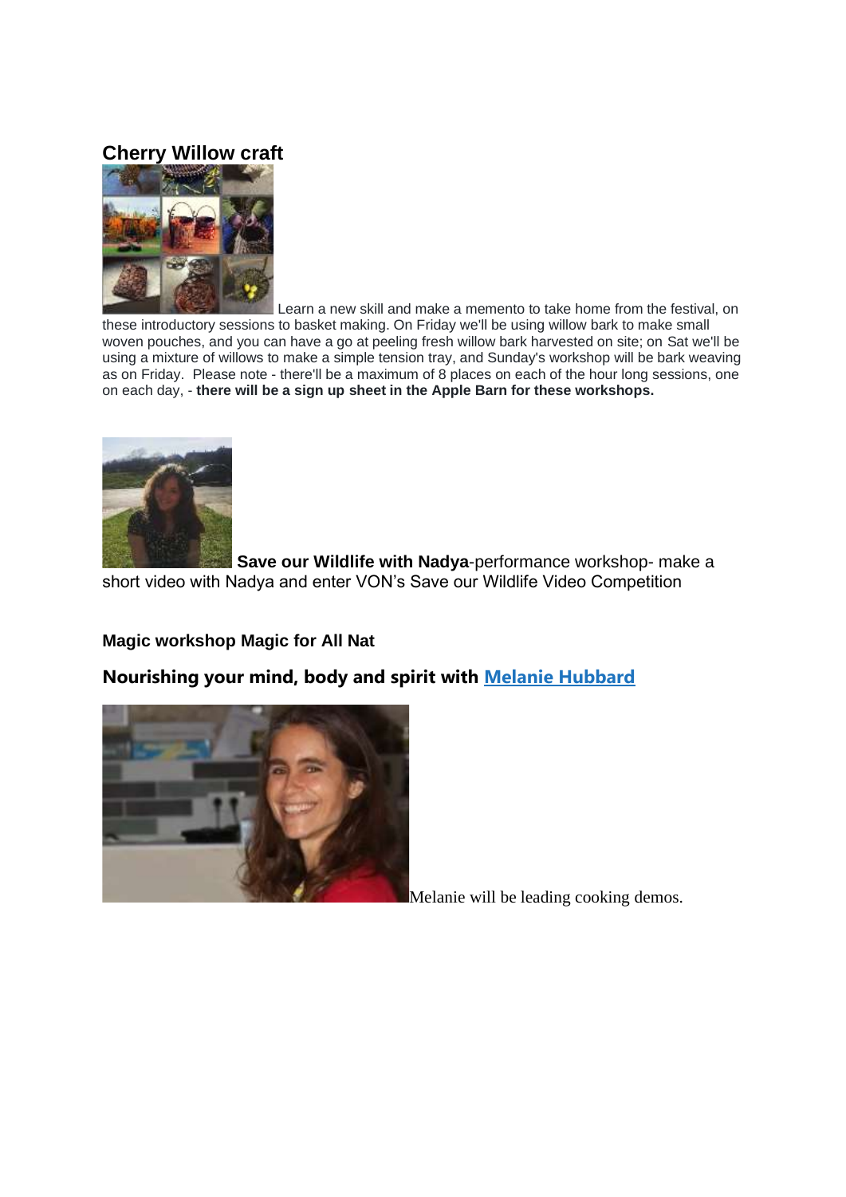## Cherry Willow craft

Learn a new skill and make a memento to take home from the festival, on these introductory sessions to basket making. On Friday we'll be using willow bark to make small woven pouches, and you can have a go at peeling fresh willow bark harvested on site; on Sat we'll be using a mixture of willows to make a simple tension tray, and Sunday's workshop will be bark weaving as on Friday. Please note - there'll be a maximum of 8 places on each of the hour long sessions, one on each day, - **there will be a sign up sheet in the Apple Barn for these workshops.**

**Save our Wildlife with Nadya**-performance workshop- make a short video with Nadya and enter VON's Save our Wildlife Video Competition

**Magic workshop Magic for All Nat**

### Nourishing your mind, body and spirit with Melanie Hubbard

Melanie will be leading cooking demos.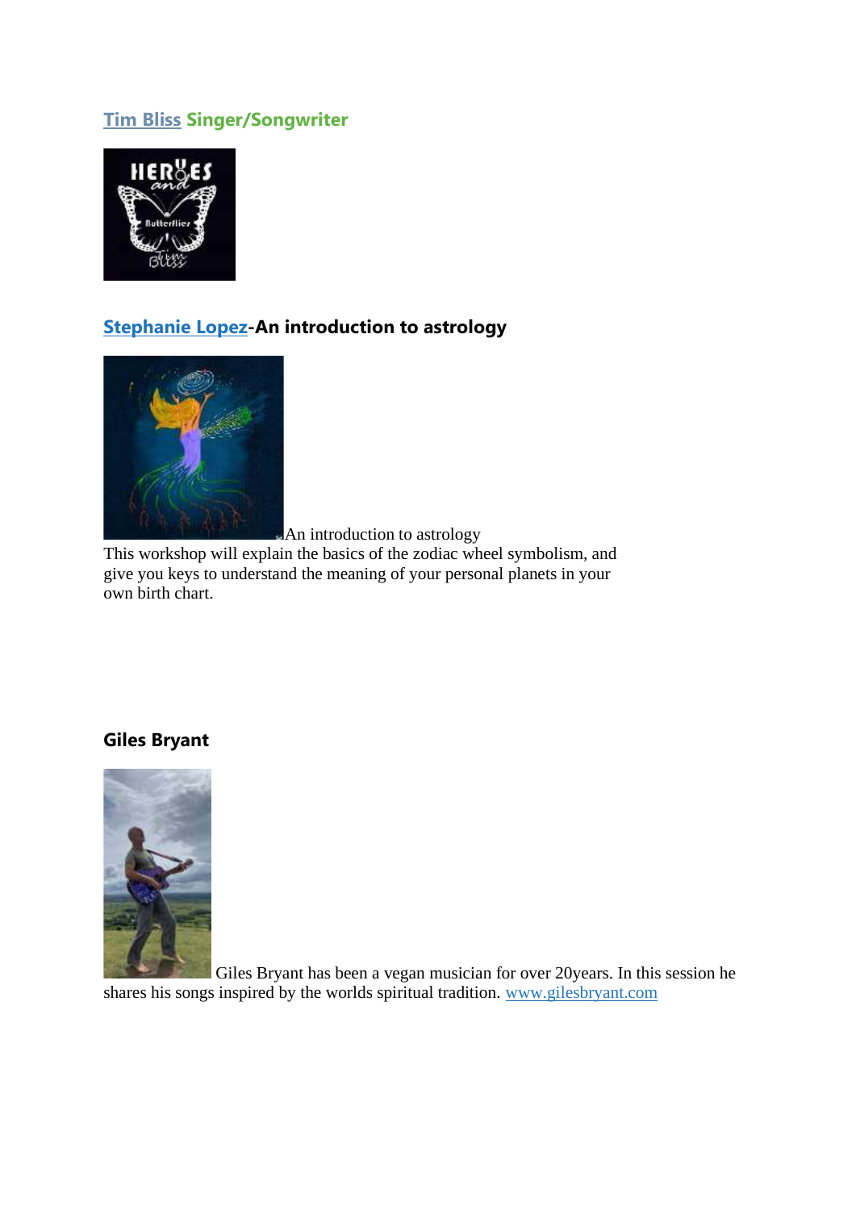### Tim Bliss Singer/Songwriter

### Stephanie Lopez-An introduction to astrology

An introduction to astrology

This workshop will explain the basics of the zodiac wheel symbolism, and give you keys to understand the meaning of your personal planets in your own birth chart.

### Giles Bryant

Giles Bryant has been a vegan musician for over 20years. In this session he shares his songs inspired by the worlds spiritual tradition. www.gilesbryant.com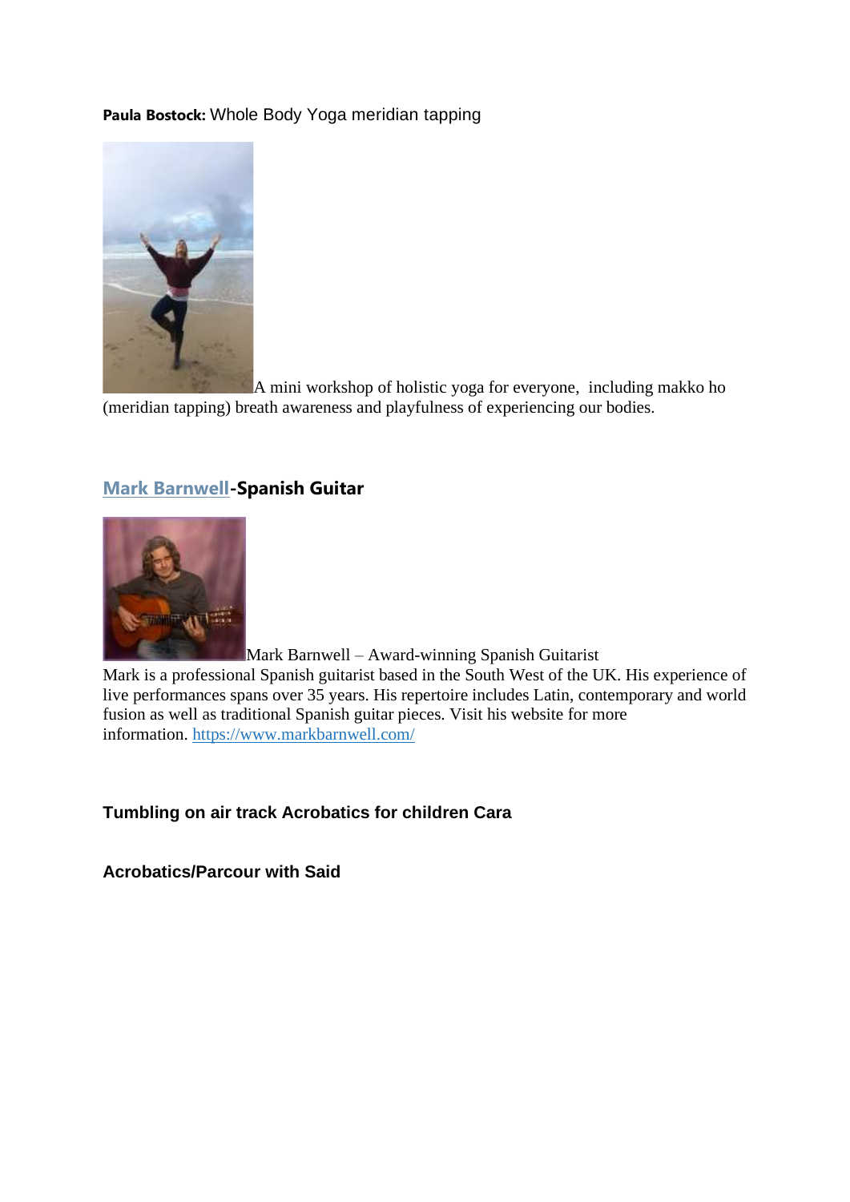**Paula Bostock:** Whole Body Yoga meridian tapping

A mini workshop of holistic yoga for everyone,  including makko ho (meridian tapping) breath awareness and playfulness of experiencing our bodies.

## [Mark Barnwell](https://www.markbarnwell.com/)-Spanish Guitar

Mark Barnwell – Award-winning Spanish Guitarist
Mark is a professional Spanish guitarist based in the South West of the UK. His experience of live performances spans over 35 years. His repertoire includes Latin, contemporary and world fusion as well as traditional Spanish guitar pieces. Visit his website for more information. [https://www.markbarnwell.com/](https://www.markbarnwell.com/)

**Tumbling on air track Acrobatics for children Cara**

**Acrobatics/Parcour with Said**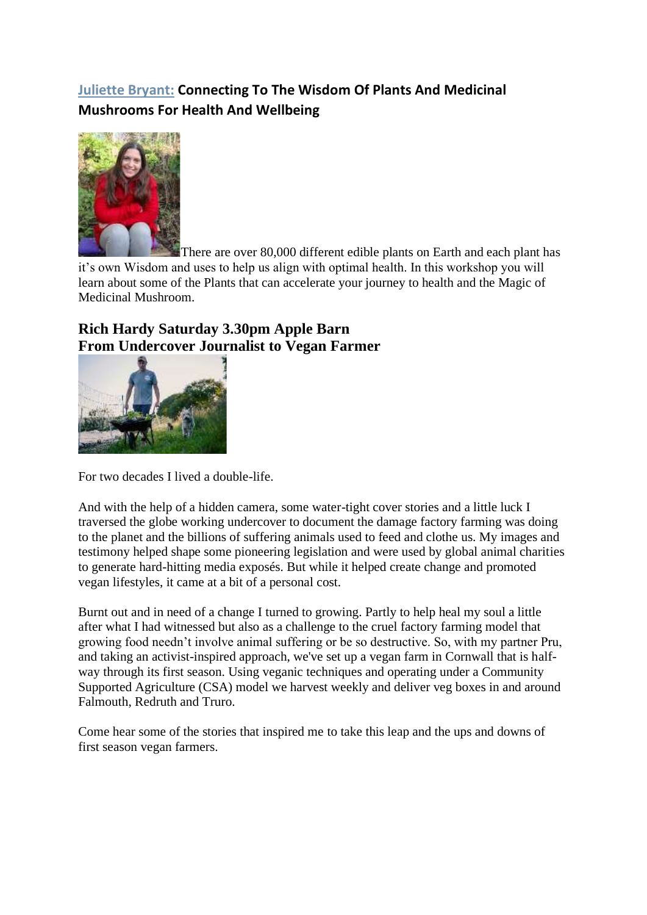## Juliette Bryant: Connecting To The Wisdom Of Plants And Medicinal Mushrooms For Health And Wellbeing

There are over 80,000 different edible plants on Earth and each plant has it's own Wisdom and uses to help us align with optimal health. In this workshop you will learn about some of the Plants that can accelerate your journey to health and the Magic of Medicinal Mushroom.

## Rich Hardy Saturday 3.30pm Apple Barn
## From Undercover Journalist to Vegan Farmer

For two decades I lived a double-life.

And with the help of a hidden camera, some water-tight cover stories and a little luck I traversed the globe working undercover to document the damage factory farming was doing to the planet and the billions of suffering animals used to feed and clothe us. My images and testimony helped shape some pioneering legislation and were used by global animal charities to generate hard-hitting media exposés. But while it helped create change and promoted vegan lifestyles, it came at a bit of a personal cost.

Burnt out and in need of a change I turned to growing. Partly to help heal my soul a little after what I had witnessed but also as a challenge to the cruel factory farming model that growing food needn't involve animal suffering or be so destructive. So, with my partner Pru, and taking an activist-inspired approach, we've set up a vegan farm in Cornwall that is half-way through its first season. Using veganic techniques and operating under a Community Supported Agriculture (CSA) model we harvest weekly and deliver veg boxes in and around Falmouth, Redruth and Truro.

Come hear some of the stories that inspired me to take this leap and the ups and downs of first season vegan farmers.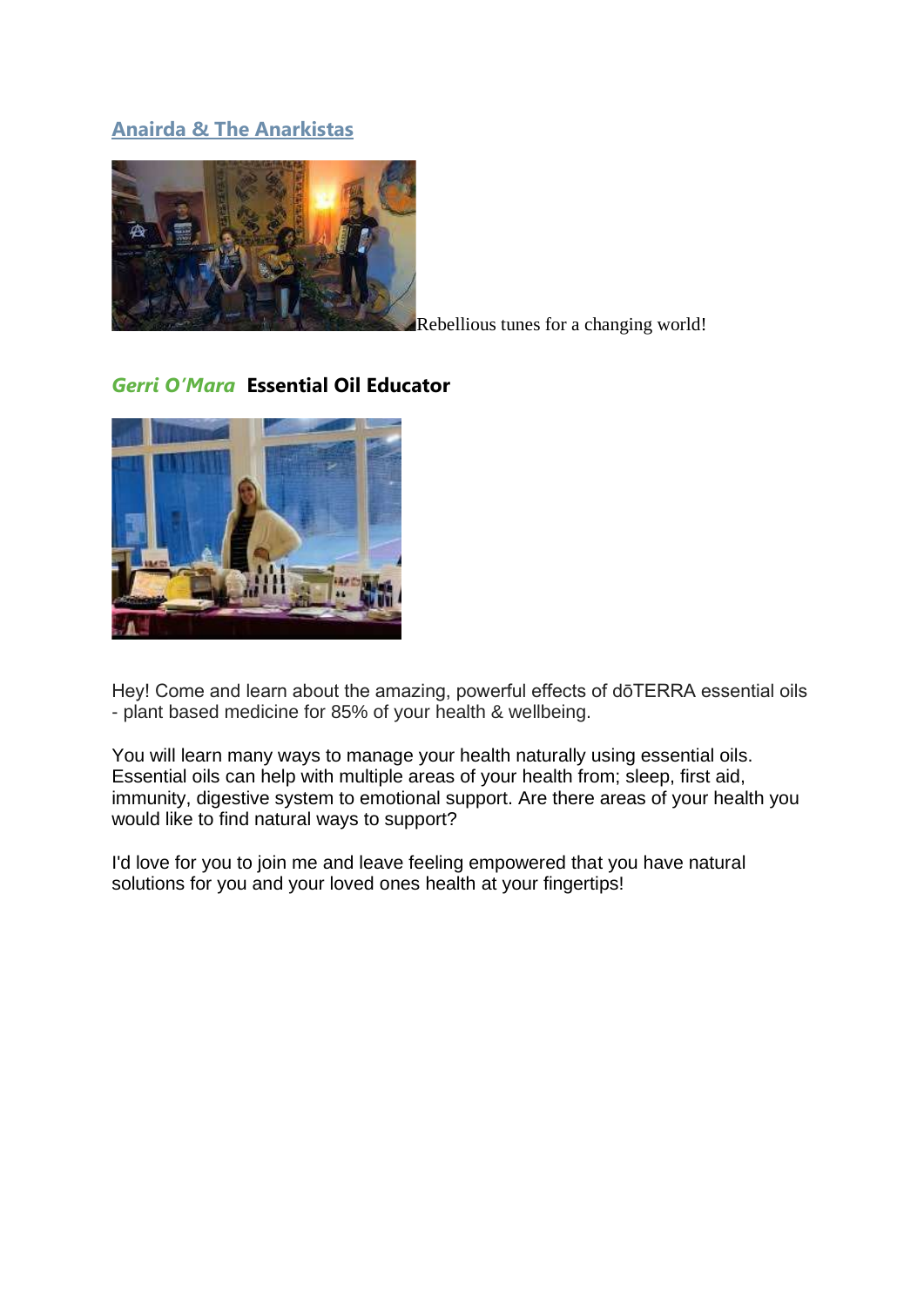### Anairda & The Anarkistas

Rebellious tunes for a changing world!

### *Gerri O'Mara* **Essential Oil Educator**

Hey! Come and learn about the amazing, powerful effects of dōTERRA essential oils - plant based medicine for 85% of your health & wellbeing.

You will learn many ways to manage your health naturally using essential oils. Essential oils can help with multiple areas of your health from; sleep, first aid, immunity, digestive system to emotional support. Are there areas of your health you would like to find natural ways to support?

I'd love for you to join me and leave feeling empowered that you have natural solutions for you and your loved ones health at your fingertips!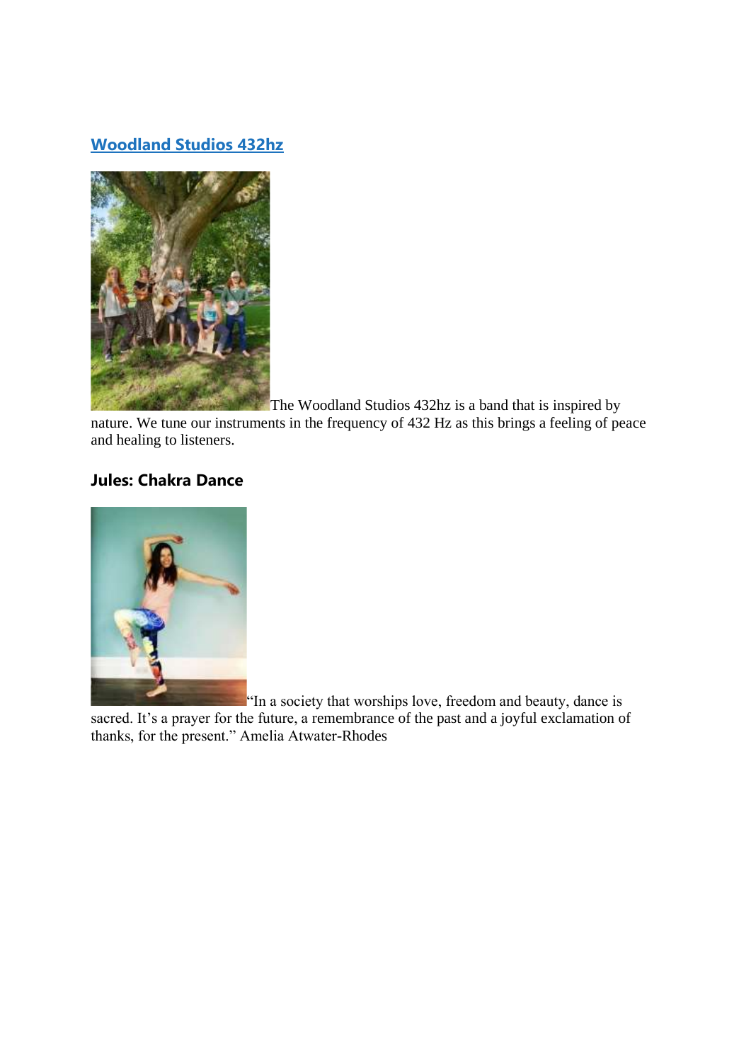## [Woodland Studios 432hz]

The Woodland Studios 432hz is a band that is inspired by nature. We tune our instruments in the frequency of 432 Hz as this brings a feeling of peace and healing to listeners.

## Jules: Chakra Dance

"In a society that worships love, freedom and beauty, dance is sacred. It's a prayer for the future, a remembrance of the past and a joyful exclamation of thanks, for the present." Amelia Atwater-Rhodes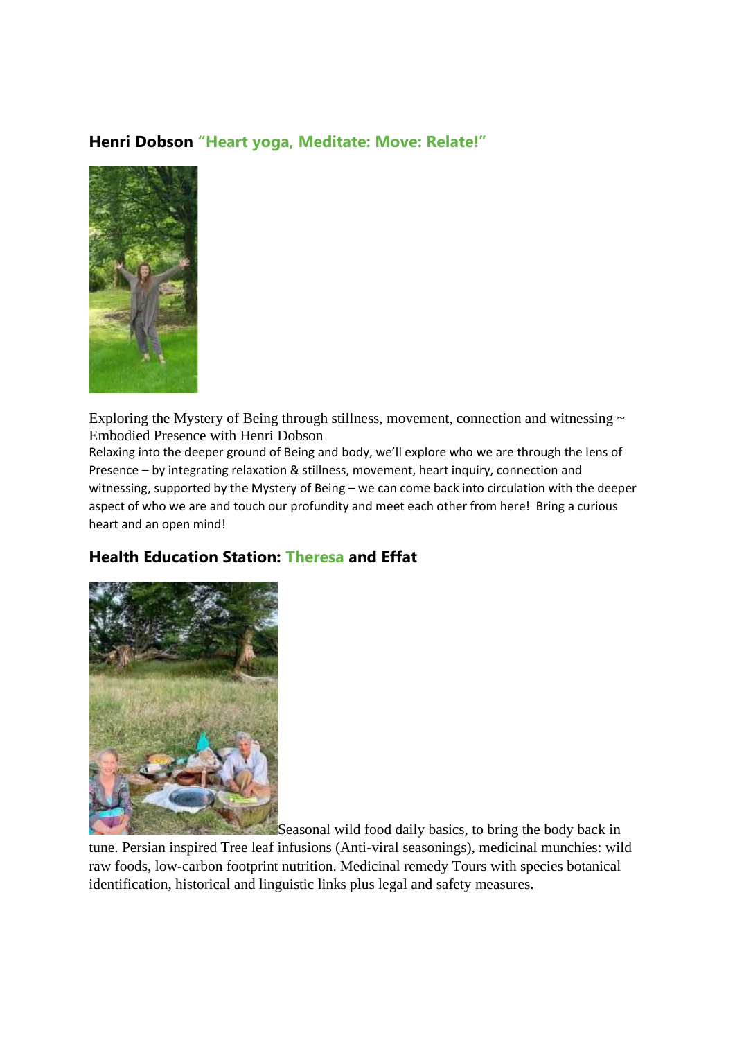### **Henri Dobson** **"Heart yoga, Meditate: Move: Relate!"**

Exploring the Mystery of Being through stillness, movement, connection and witnessing ~ Embodied Presence with Henri Dobson

Relaxing into the deeper ground of Being and body, we'll explore who we are through the lens of Presence – by integrating relaxation & stillness, movement, heart inquiry, connection and witnessing, supported by the Mystery of Being – we can come back into circulation with the deeper aspect of who we are and touch our profundity and meet each other from here! Bring a curious heart and an open mind!

### **Health Education Station: Theresa and Effat**

Seasonal wild food daily basics, to bring the body back in tune. Persian inspired Tree leaf infusions (Anti-viral seasonings), medicinal munchies: wild raw foods, low-carbon footprint nutrition. Medicinal remedy Tours with species botanical identification, historical and linguistic links plus legal and safety measures.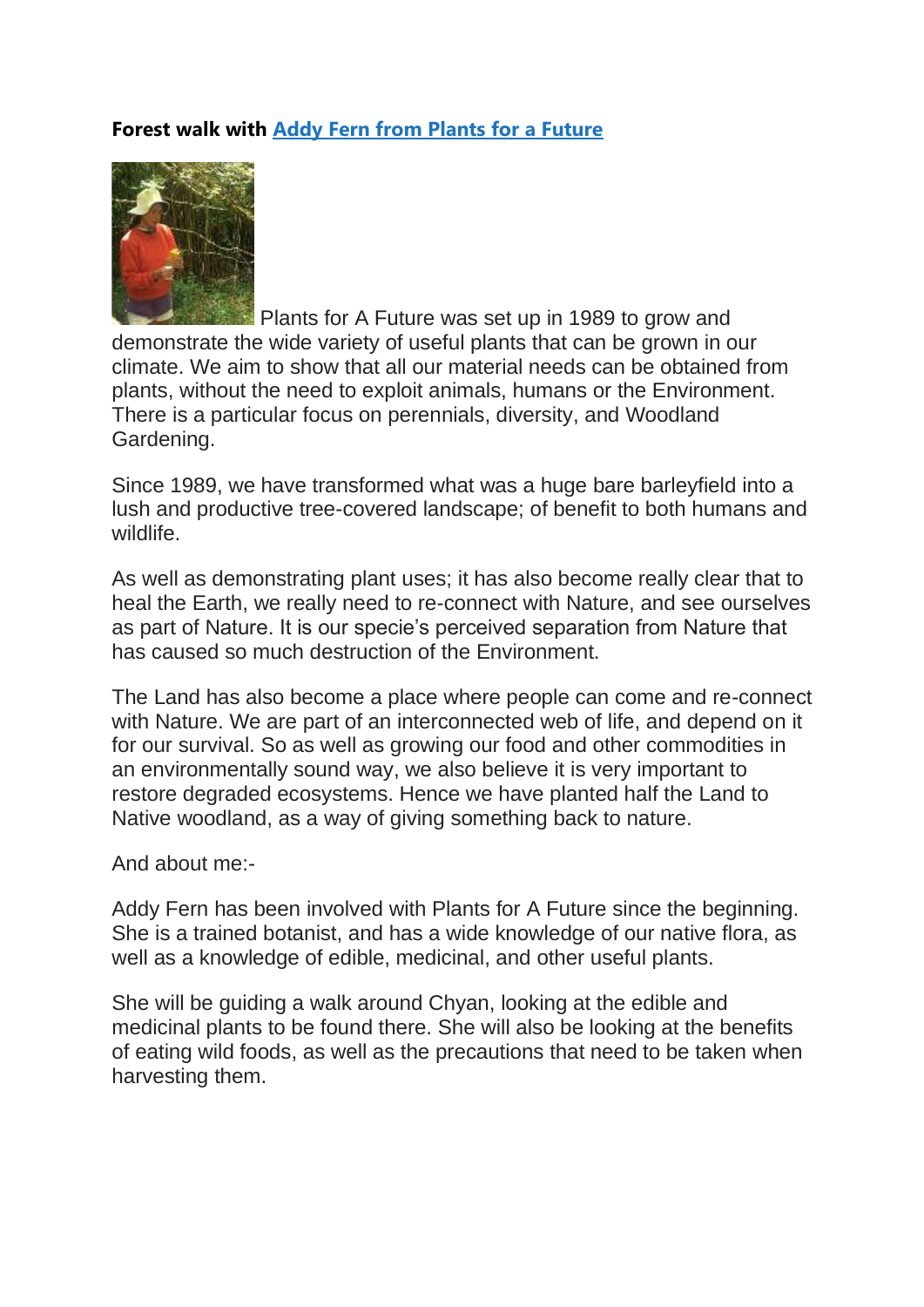**Forest walk with Addy Fern from Plants for a Future**

Plants for A Future was set up in 1989 to grow and demonstrate the wide variety of useful plants that can be grown in our climate. We aim to show that all our material needs can be obtained from plants, without the need to exploit animals, humans or the Environment. There is a particular focus on perennials, diversity, and Woodland Gardening.

Since 1989, we have transformed what was a huge bare barleyfield into a lush and productive tree-covered landscape; of benefit to both humans and wildlife.

As well as demonstrating plant uses; it has also become really clear that to heal the Earth, we really need to re-connect with Nature, and see ourselves as part of Nature. It is our specie's perceived separation from Nature that has caused so much destruction of the Environment.

The Land has also become a place where people can come and re-connect with Nature. We are part of an interconnected web of life, and depend on it for our survival. So as well as growing our food and other commodities in an environmentally sound way, we also believe it is very important to restore degraded ecosystems. Hence we have planted half the Land to Native woodland, as a way of giving something back to nature.

And about me:-

Addy Fern has been involved with Plants for A Future since the beginning. She is a trained botanist, and has a wide knowledge of our native flora, as well as a knowledge of edible, medicinal, and other useful plants.

She will be guiding a walk around Chyan, looking at the edible and medicinal plants to be found there. She will also be looking at the benefits of eating wild foods, as well as the precautions that need to be taken when harvesting them.